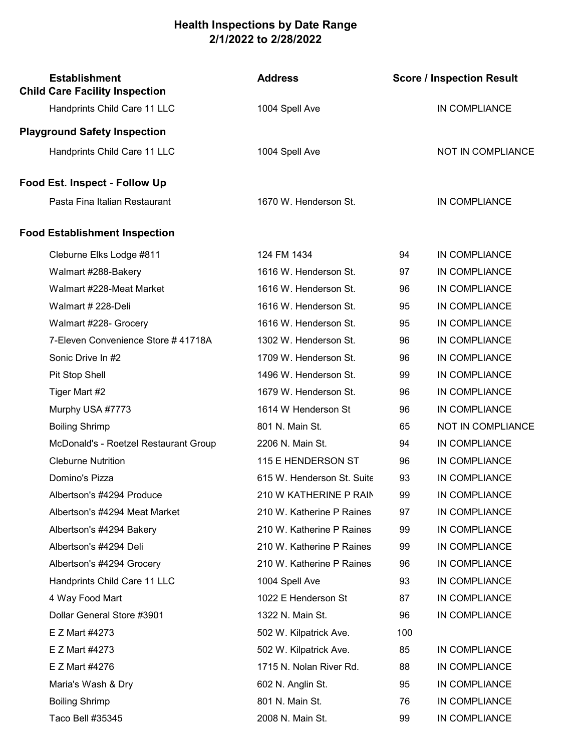# Health Inspections by Date Range
## 2/1/2022 to 2/28/2022

| Establishment | Address | Score | Inspection Result |
|---|---|---|---|
| **Child Care Facility Inspection** | | | |
| Handprints Child Care 11 LLC | 1004 Spell Ave | | IN COMPLIANCE |
| **Playground Safety Inspection** | | | |
| Handprints Child Care 11 LLC | 1004 Spell Ave | | NOT IN COMPLIANCE |
| **Food Est. Inspect - Follow Up** | | | |
| Pasta Fina Italian Restaurant | 1670 W. Henderson St. | | IN COMPLIANCE |
| **Food Establishment Inspection** | | | |
| Cleburne Elks Lodge #811 | 124 FM 1434 | 94 | IN COMPLIANCE |
| Walmart #288-Bakery | 1616 W. Henderson St. | 97 | IN COMPLIANCE |
| Walmart #228-Meat Market | 1616 W. Henderson St. | 96 | IN COMPLIANCE |
| Walmart # 228-Deli | 1616 W. Henderson St. | 95 | IN COMPLIANCE |
| Walmart #228- Grocery | 1616 W. Henderson St. | 95 | IN COMPLIANCE |
| 7-Eleven Convenience Store # 41718A | 1302 W. Henderson St. | 96 | IN COMPLIANCE |
| Sonic Drive In #2 | 1709 W. Henderson St. | 96 | IN COMPLIANCE |
| Pit Stop Shell | 1496 W. Henderson St. | 99 | IN COMPLIANCE |
| Tiger Mart #2 | 1679 W. Henderson St. | 96 | IN COMPLIANCE |
| Murphy USA #7773 | 1614 W Henderson St | 96 | IN COMPLIANCE |
| Boiling Shrimp | 801 N. Main St. | 65 | NOT IN COMPLIANCE |
| McDonald's - Roetzel Restaurant Group | 2206 N. Main St. | 94 | IN COMPLIANCE |
| Cleburne Nutrition | 115 E HENDERSON ST | 96 | IN COMPLIANCE |
| Domino's Pizza | 615 W. Henderson St. Suite | 93 | IN COMPLIANCE |
| Albertson's #4294 Produce | 210 W KATHERINE P RAIN | 99 | IN COMPLIANCE |
| Albertson's #4294 Meat Market | 210 W. Katherine P Raines | 97 | IN COMPLIANCE |
| Albertson's #4294 Bakery | 210 W. Katherine P Raines | 99 | IN COMPLIANCE |
| Albertson's #4294 Deli | 210 W. Katherine P Raines | 99 | IN COMPLIANCE |
| Albertson's #4294 Grocery | 210 W. Katherine P Raines | 96 | IN COMPLIANCE |
| Handprints Child Care 11 LLC | 1004 Spell Ave | 93 | IN COMPLIANCE |
| 4 Way Food Mart | 1022 E Henderson St | 87 | IN COMPLIANCE |
| Dollar General Store #3901 | 1322 N. Main St. | 96 | IN COMPLIANCE |
| E Z Mart #4273 | 502 W. Kilpatrick Ave. | 100 | |
| E Z Mart #4273 | 502 W. Kilpatrick Ave. | 85 | IN COMPLIANCE |
| E Z Mart #4276 | 1715 N. Nolan River Rd. | 88 | IN COMPLIANCE |
| Maria's Wash & Dry | 602 N. Anglin St. | 95 | IN COMPLIANCE |
| Boiling Shrimp | 801 N. Main St. | 76 | IN COMPLIANCE |
| Taco Bell #35345 | 2008 N. Main St. | 99 | IN COMPLIANCE |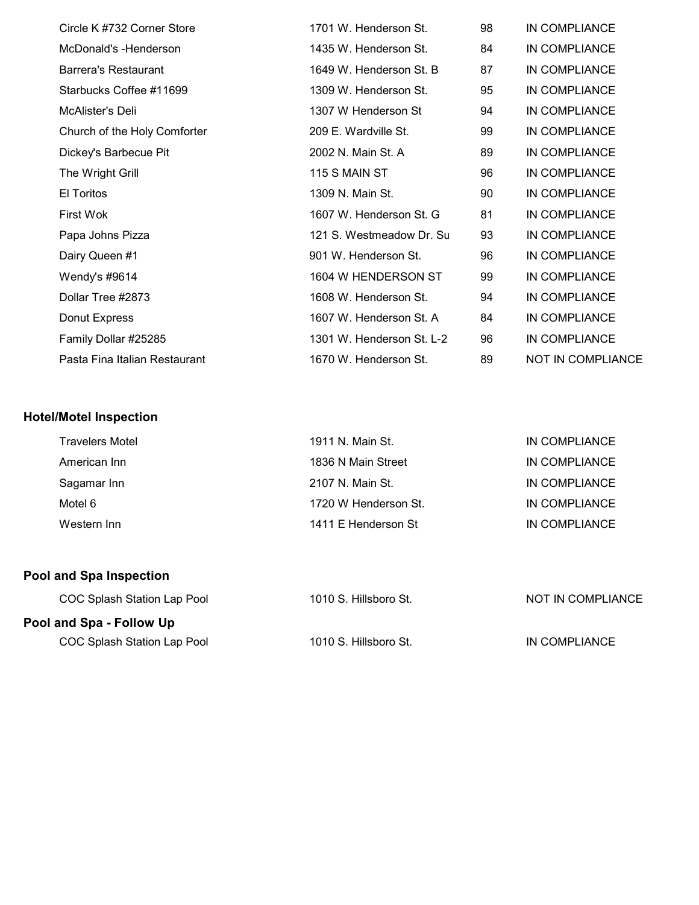| | | | |
|---|---|---|---|
| Circle K #732 Corner Store | 1701 W. Henderson St. | 98 | IN COMPLIANCE |
| McDonald's -Henderson | 1435 W. Henderson St. | 84 | IN COMPLIANCE |
| Barrera's Restaurant | 1649 W. Henderson St. B | 87 | IN COMPLIANCE |
| Starbucks Coffee #11699 | 1309 W. Henderson St. | 95 | IN COMPLIANCE |
| McAlister's Deli | 1307 W Henderson St | 94 | IN COMPLIANCE |
| Church of the Holy Comforter | 209 E. Wardville St. | 99 | IN COMPLIANCE |
| Dickey's Barbecue Pit | 2002 N. Main St. A | 89 | IN COMPLIANCE |
| The Wright Grill | 115 S MAIN ST | 96 | IN COMPLIANCE |
| El Toritos | 1309 N. Main St. | 90 | IN COMPLIANCE |
| First Wok | 1607 W. Henderson St. G | 81 | IN COMPLIANCE |
| Papa Johns Pizza | 121 S. Westmeadow Dr. Su | 93 | IN COMPLIANCE |
| Dairy Queen #1 | 901 W. Henderson St. | 96 | IN COMPLIANCE |
| Wendy's #9614 | 1604 W HENDERSON ST | 99 | IN COMPLIANCE |
| Dollar Tree #2873 | 1608 W. Henderson St. | 94 | IN COMPLIANCE |
| Donut Express | 1607 W. Henderson St. A | 84 | IN COMPLIANCE |
| Family Dollar #25285 | 1301 W. Henderson St. L-2 | 96 | IN COMPLIANCE |
| Pasta Fina Italian Restaurant | 1670 W. Henderson St. | 89 | NOT IN COMPLIANCE |

## Hotel/Motel Inspection

| | | |
|---|---|---|
| Travelers Motel | 1911 N. Main St. | IN COMPLIANCE |
| American Inn | 1836 N Main Street | IN COMPLIANCE |
| Sagamar Inn | 2107 N. Main St. | IN COMPLIANCE |
| Motel 6 | 1720 W Henderson St. | IN COMPLIANCE |
| Western Inn | 1411 E Henderson St | IN COMPLIANCE |

## Pool and Spa Inspection

| | | |
|---|---|---|
| COC Splash Station Lap Pool | 1010 S. Hillsboro St. | NOT IN COMPLIANCE |

## Pool and Spa - Follow Up

| | | |
|---|---|---|
| COC Splash Station Lap Pool | 1010 S. Hillsboro St. | IN COMPLIANCE |